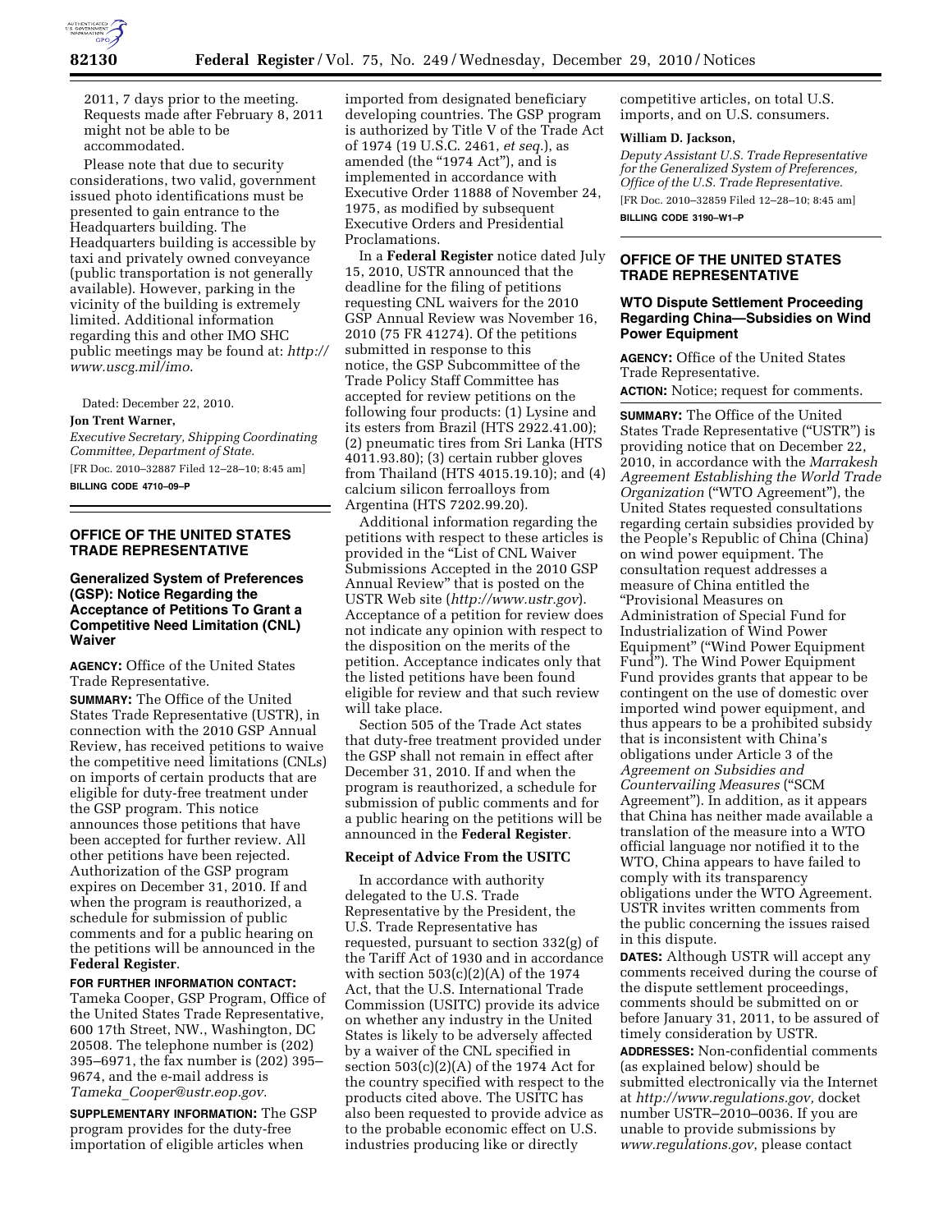2011, 7 days prior to the meeting. Requests made after February 8, 2011 might not be able to be accommodated.

Please note that due to security considerations, two valid, government issued photo identifications must be presented to gain entrance to the Headquarters building. The Headquarters building is accessible by taxi and privately owned conveyance (public transportation is not generally available). However, parking in the vicinity of the building is extremely limited. Additional information regarding this and other IMO SHC public meetings may be found at: *http://www.uscg.mil/imo*.

Dated: December 22, 2010.

**Jon Trent Warner,**

*Executive Secretary, Shipping Coordinating Committee, Department of State.*

[FR Doc. 2010–32887 Filed 12–28–10; 8:45 am]

**BILLING CODE 4710–09–P**

## OFFICE OF THE UNITED STATES TRADE REPRESENTATIVE

### Generalized System of Preferences (GSP): Notice Regarding the Acceptance of Petitions To Grant a Competitive Need Limitation (CNL) Waiver

**AGENCY:** Office of the United States Trade Representative.

**SUMMARY:** The Office of the United States Trade Representative (USTR), in connection with the 2010 GSP Annual Review, has received petitions to waive the competitive need limitations (CNLs) on imports of certain products that are eligible for duty-free treatment under the GSP program. This notice announces those petitions that have been accepted for further review. All other petitions have been rejected. Authorization of the GSP program expires on December 31, 2010. If and when the program is reauthorized, a schedule for submission of public comments and for a public hearing on the petitions will be announced in the **Federal Register**.

**FOR FURTHER INFORMATION CONTACT:** Tameka Cooper, GSP Program, Office of the United States Trade Representative, 600 17th Street, NW., Washington, DC 20508. The telephone number is (202) 395–6971, the fax number is (202) 395–9674, and the e-mail address is *Tameka_Cooper@ustr.eop.gov.*

**SUPPLEMENTARY INFORMATION:** The GSP program provides for the duty-free importation of eligible articles when imported from designated beneficiary developing countries. The GSP program is authorized by Title V of the Trade Act of 1974 (19 U.S.C. 2461, *et seq.*), as amended (the "1974 Act"), and is implemented in accordance with Executive Order 11888 of November 24, 1975, as modified by subsequent Executive Orders and Presidential Proclamations.

In a **Federal Register** notice dated July 15, 2010, USTR announced that the deadline for the filing of petitions requesting CNL waivers for the 2010 GSP Annual Review was November 16, 2010 (75 FR 41274). Of the petitions submitted in response to this notice, the GSP Subcommittee of the Trade Policy Staff Committee has accepted for review petitions on the following four products: (1) Lysine and its esters from Brazil (HTS 2922.41.00); (2) pneumatic tires from Sri Lanka (HTS 4011.93.80); (3) certain rubber gloves from Thailand (HTS 4015.19.10); and (4) calcium silicon ferroalloys from Argentina (HTS 7202.99.20).

Additional information regarding the petitions with respect to these articles is provided in the "List of CNL Waiver Submissions Accepted in the 2010 GSP Annual Review" that is posted on the USTR Web site (*http://www.ustr.gov*). Acceptance of a petition for review does not indicate any opinion with respect to the disposition on the merits of the petition. Acceptance indicates only that the listed petitions have been found eligible for review and that such review will take place.

Section 505 of the Trade Act states that duty-free treatment provided under the GSP shall not remain in effect after December 31, 2010. If and when the program is reauthorized, a schedule for submission of public comments and for a public hearing on the petitions will be announced in the **Federal Register**.

#### Receipt of Advice From the USITC

In accordance with authority delegated to the U.S. Trade Representative by the President, the U.S. Trade Representative has requested, pursuant to section 332(g) of the Tariff Act of 1930 and in accordance with section 503(c)(2)(A) of the 1974 Act, that the U.S. International Trade Commission (USITC) provide its advice on whether any industry in the United States is likely to be adversely affected by a waiver of the CNL specified in section 503(c)(2)(A) of the 1974 Act for the country specified with respect to the products cited above. The USITC has also been requested to provide advice as to the probable economic effect on U.S. industries producing like or directly competitive articles, on total U.S. imports, and on U.S. consumers.

**William D. Jackson,**

*Deputy Assistant U.S. Trade Representative for the Generalized System of Preferences, Office of the U.S. Trade Representative.*

[FR Doc. 2010–32859 Filed 12–28–10; 8:45 am]

**BILLING CODE 3190–W1–P**

## OFFICE OF THE UNITED STATES TRADE REPRESENTATIVE

### WTO Dispute Settlement Proceeding Regarding China—Subsidies on Wind Power Equipment

**AGENCY:** Office of the United States Trade Representative.

**ACTION:** Notice; request for comments.

**SUMMARY:** The Office of the United States Trade Representative ("USTR") is providing notice that on December 22, 2010, in accordance with the *Marrakesh Agreement Establishing the World Trade Organization* ("WTO Agreement"), the United States requested consultations regarding certain subsidies provided by the People's Republic of China (China) on wind power equipment. The consultation request addresses a measure of China entitled the "Provisional Measures on Administration of Special Fund for Industrialization of Wind Power Equipment" ("Wind Power Equipment Fund"). The Wind Power Equipment Fund provides grants that appear to be contingent on the use of domestic over imported wind power equipment, and thus appears to be a prohibited subsidy that is inconsistent with China's obligations under Article 3 of the *Agreement on Subsidies and Countervailing Measures* ("SCM Agreement"). In addition, as it appears that China has neither made available a translation of the measure into a WTO official language nor notified it to the WTO, China appears to have failed to comply with its transparency obligations under the WTO Agreement. USTR invites written comments from the public concerning the issues raised in this dispute.

**DATES:** Although USTR will accept any comments received during the course of the dispute settlement proceedings, comments should be submitted on or before January 31, 2011, to be assured of timely consideration by USTR.

**ADDRESSES:** Non-confidential comments (as explained below) should be submitted electronically via the Internet at *http://www.regulations.gov,* docket number USTR–2010–0036. If you are unable to provide submissions by *www.regulations.gov*, please contact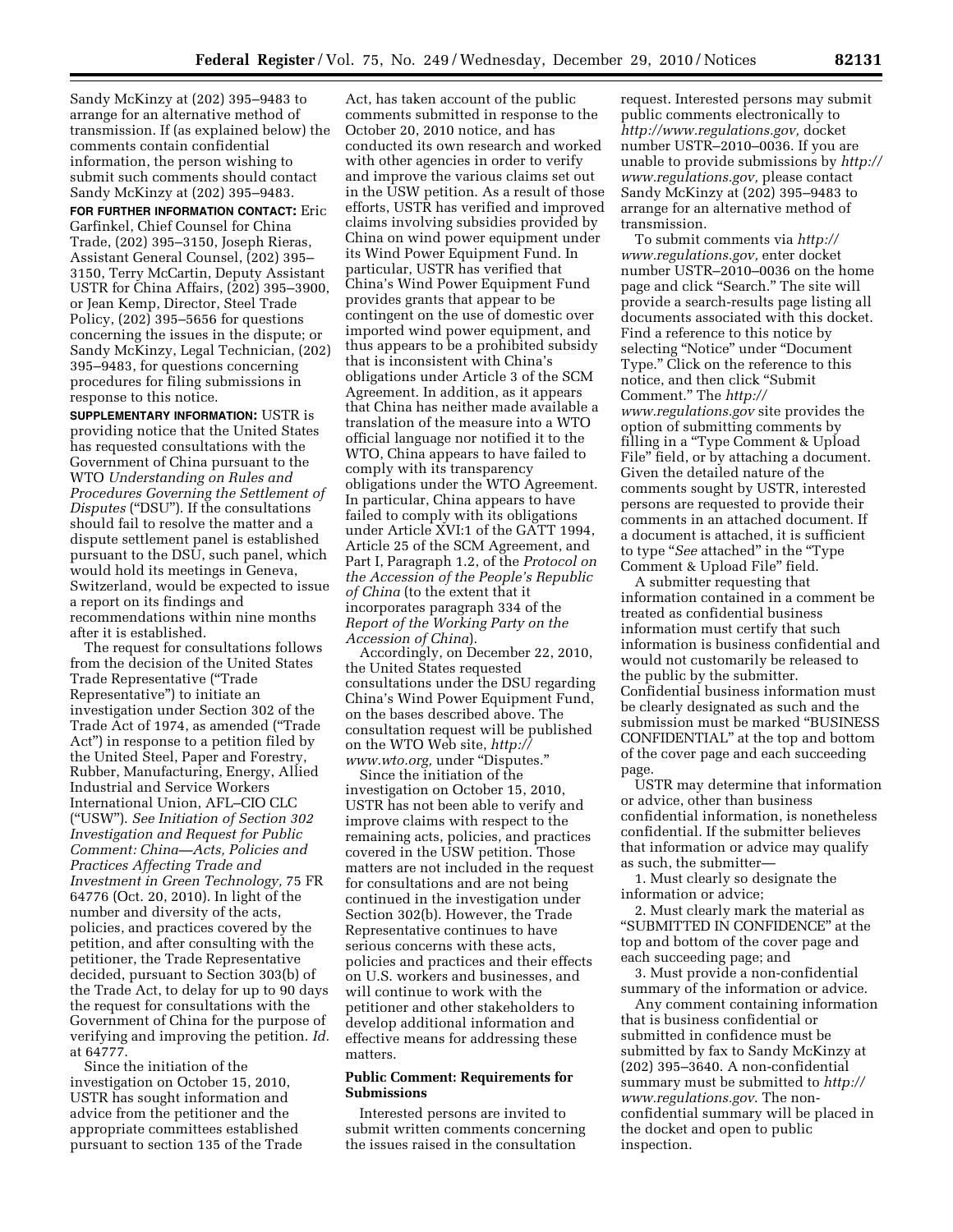Sandy McKinzy at (202) 395–9483 to arrange for an alternative method of transmission. If (as explained below) the comments contain confidential information, the person wishing to submit such comments should contact Sandy McKinzy at (202) 395–9483.

**FOR FURTHER INFORMATION CONTACT:** Eric Garfinkel, Chief Counsel for China Trade, (202) 395–3150, Joseph Rieras, Assistant General Counsel, (202) 395–3150, Terry McCartin, Deputy Assistant USTR for China Affairs, (202) 395–3900, or Jean Kemp, Director, Steel Trade Policy, (202) 395–5656 for questions concerning the issues in the dispute; or Sandy McKinzy, Legal Technician, (202) 395–9483, for questions concerning procedures for filing submissions in response to this notice.

**SUPPLEMENTARY INFORMATION:** USTR is providing notice that the United States has requested consultations with the Government of China pursuant to the WTO *Understanding on Rules and Procedures Governing the Settlement of Disputes* ("DSU"). If the consultations should fail to resolve the matter and a dispute settlement panel is established pursuant to the DSU, such panel, which would hold its meetings in Geneva, Switzerland, would be expected to issue a report on its findings and recommendations within nine months after it is established.

The request for consultations follows from the decision of the United States Trade Representative ("Trade Representative") to initiate an investigation under Section 302 of the Trade Act of 1974, as amended ("Trade Act") in response to a petition filed by the United Steel, Paper and Forestry, Rubber, Manufacturing, Energy, Allied Industrial and Service Workers International Union, AFL–CIO CLC ("USW"). *See Initiation of Section 302 Investigation and Request for Public Comment: China—Acts, Policies and Practices Affecting Trade and Investment in Green Technology,* 75 FR 64776 (Oct. 20, 2010). In light of the number and diversity of the acts, policies, and practices covered by the petition, and after consulting with the petitioner, the Trade Representative decided, pursuant to Section 303(b) of the Trade Act, to delay for up to 90 days the request for consultations with the Government of China for the purpose of verifying and improving the petition. *Id.* at 64777.

Since the initiation of the investigation on October 15, 2010, USTR has sought information and advice from the petitioner and the appropriate committees established pursuant to section 135 of the Trade Act, has taken account of the public comments submitted in response to the October 20, 2010 notice, and has conducted its own research and worked with other agencies in order to verify and improve the various claims set out in the USW petition. As a result of those efforts, USTR has verified and improved claims involving subsidies provided by China on wind power equipment under its Wind Power Equipment Fund. In particular, USTR has verified that China's Wind Power Equipment Fund provides grants that appear to be contingent on the use of domestic over imported wind power equipment, and thus appears to be a prohibited subsidy that is inconsistent with China's obligations under Article 3 of the SCM Agreement. In addition, as it appears that China has neither made available a translation of the measure into a WTO official language nor notified it to the WTO, China appears to have failed to comply with its transparency obligations under the WTO Agreement. In particular, China appears to have failed to comply with its obligations under Article XVI:1 of the GATT 1994, Article 25 of the SCM Agreement, and Part I, Paragraph 1.2, of the *Protocol on the Accession of the People's Republic of China* (to the extent that it incorporates paragraph 334 of the *Report of the Working Party on the Accession of China*).

Accordingly, on December 22, 2010, the United States requested consultations under the DSU regarding China's Wind Power Equipment Fund, on the bases described above. The consultation request will be published on the WTO Web site, *http://www.wto.org,* under "Disputes."

Since the initiation of the investigation on October 15, 2010, USTR has not been able to verify and improve claims with respect to the remaining acts, policies, and practices covered in the USW petition. Those matters are not included in the request for consultations and are not being continued in the investigation under Section 302(b). However, the Trade Representative continues to have serious concerns with these acts, policies and practices and their effects on U.S. workers and businesses, and will continue to work with the petitioner and other stakeholders to develop additional information and effective means for addressing these matters.

### Public Comment: Requirements for Submissions

Interested persons are invited to submit written comments concerning the issues raised in the consultation request. Interested persons may submit public comments electronically to *http://www.regulations.gov,* docket number USTR–2010–0036. If you are unable to provide submissions by *http://www.regulations.gov,* please contact Sandy McKinzy at (202) 395–9483 to arrange for an alternative method of transmission.

To submit comments via *http://www.regulations.gov,* enter docket number USTR–2010–0036 on the home page and click "Search." The site will provide a search-results page listing all documents associated with this docket. Find a reference to this notice by selecting "Notice" under "Document Type." Click on the reference to this notice, and then click "Submit Comment." The *http://www.regulations.gov* site provides the option of submitting comments by filling in a "Type Comment & Upload File" field, or by attaching a document. Given the detailed nature of the comments sought by USTR, interested persons are requested to provide their comments in an attached document. If a document is attached, it is sufficient to type "*See* attached" in the "Type Comment & Upload File" field.

A submitter requesting that information contained in a comment be treated as confidential business information must certify that such information is business confidential and would not customarily be released to the public by the submitter. Confidential business information must be clearly designated as such and the submission must be marked "BUSINESS CONFIDENTIAL" at the top and bottom of the cover page and each succeeding page.

USTR may determine that information or advice, other than business confidential information, is nonetheless confidential. If the submitter believes that information or advice may qualify as such, the submitter—

1. Must clearly so designate the information or advice;

2. Must clearly mark the material as "SUBMITTED IN CONFIDENCE" at the top and bottom of the cover page and each succeeding page; and

3. Must provide a non-confidential summary of the information or advice.

Any comment containing information that is business confidential or submitted in confidence must be submitted by fax to Sandy McKinzy at (202) 395–3640. A non-confidential summary must be submitted to *http://www.regulations.gov*. The non-confidential summary will be placed in the docket and open to public inspection.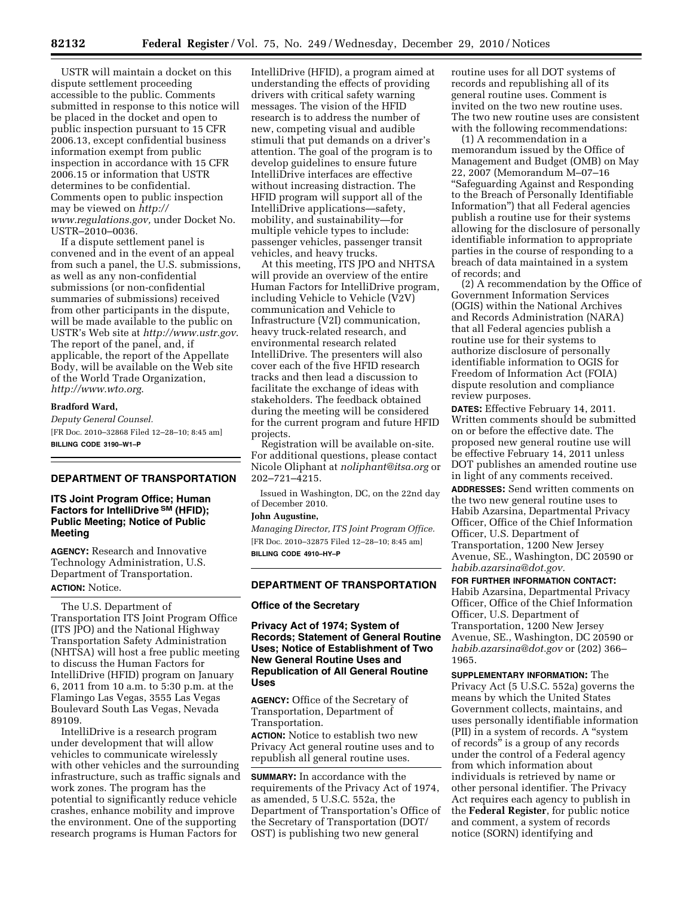USTR will maintain a docket on this dispute settlement proceeding accessible to the public. Comments submitted in response to this notice will be placed in the docket and open to public inspection pursuant to 15 CFR 2006.13, except confidential business information exempt from public inspection in accordance with 15 CFR 2006.15 or information that USTR determines to be confidential. Comments open to public inspection may be viewed on *http://www.regulations.gov,* under Docket No. USTR–2010–0036.

If a dispute settlement panel is convened and in the event of an appeal from such a panel, the U.S. submissions, as well as any non-confidential submissions (or non-confidential summaries of submissions) received from other participants in the dispute, will be made available to the public on USTR's Web site at *http://www.ustr.gov*. The report of the panel, and, if applicable, the report of the Appellate Body, will be available on the Web site of the World Trade Organization, *http://www.wto.org*.

**Bradford Ward,**

*Deputy General Counsel.*

[FR Doc. 2010–32868 Filed 12–28–10; 8:45 am]

**BILLING CODE 3190–W1–P**

## DEPARTMENT OF TRANSPORTATION

### ITS Joint Program Office; Human Factors for IntelliDrive SM (HFID); Public Meeting; Notice of Public Meeting

**AGENCY:** Research and Innovative Technology Administration, U.S. Department of Transportation.

**ACTION:** Notice.

The U.S. Department of Transportation ITS Joint Program Office (ITS JPO) and the National Highway Transportation Safety Administration (NHTSA) will host a free public meeting to discuss the Human Factors for IntelliDrive (HFID) program on January 6, 2011 from 10 a.m. to 5:30 p.m. at the Flamingo Las Vegas, 3555 Las Vegas Boulevard South Las Vegas, Nevada 89109.

IntelliDrive is a research program under development that will allow vehicles to communicate wirelessly with other vehicles and the surrounding infrastructure, such as traffic signals and work zones. The program has the potential to significantly reduce vehicle crashes, enhance mobility and improve the environment. One of the supporting research programs is Human Factors for IntelliDrive (HFID), a program aimed at understanding the effects of providing drivers with critical safety warning messages. The vision of the HFID research is to address the number of new, competing visual and audible stimuli that put demands on a driver's attention. The goal of the program is to develop guidelines to ensure future IntelliDrive interfaces are effective without increasing distraction. The HFID program will support all of the IntelliDrive applications—safety, mobility, and sustainability—for multiple vehicle types to include: passenger vehicles, passenger transit vehicles, and heavy trucks.

At this meeting, ITS JPO and NHTSA will provide an overview of the entire Human Factors for IntelliDrive program, including Vehicle to Vehicle (V2V) communication and Vehicle to Infrastructure (V2I) communication, heavy truck-related research, and environmental research related IntelliDrive. The presenters will also cover each of the five HFID research tracks and then lead a discussion to facilitate the exchange of ideas with stakeholders. The feedback obtained during the meeting will be considered for the current program and future HFID projects.

Registration will be available on-site. For additional questions, please contact Nicole Oliphant at *noliphant@itsa.org* or 202–721–4215.

Issued in Washington, DC, on the 22nd day of December 2010.

**John Augustine,**

*Managing Director, ITS Joint Program Office.*

[FR Doc. 2010–32875 Filed 12–28–10; 8:45 am]

**BILLING CODE 4910–HY–P**

## DEPARTMENT OF TRANSPORTATION

### Office of the Secretary

### Privacy Act of 1974; System of Records; Statement of General Routine Uses; Notice of Establishment of Two New General Routine Uses and Republication of All General Routine Uses

**AGENCY:** Office of the Secretary of Transportation, Department of Transportation.

**ACTION:** Notice to establish two new Privacy Act general routine uses and to republish all general routine uses.

**SUMMARY:** In accordance with the requirements of the Privacy Act of 1974, as amended, 5 U.S.C. 552a, the Department of Transportation's Office of the Secretary of Transportation (DOT/OST) is publishing two new general routine uses for all DOT systems of records and republishing all of its general routine uses. Comment is invited on the two new routine uses. The two new routine uses are consistent with the following recommendations:

(1) A recommendation in a memorandum issued by the Office of Management and Budget (OMB) on May 22, 2007 (Memorandum M–07–16 "Safeguarding Against and Responding to the Breach of Personally Identifiable Information") that all Federal agencies publish a routine use for their systems allowing for the disclosure of personally identifiable information to appropriate parties in the course of responding to a breach of data maintained in a system of records; and

(2) A recommendation by the Office of Government Information Services (OGIS) within the National Archives and Records Administration (NARA) that all Federal agencies publish a routine use for their systems to authorize disclosure of personally identifiable information to OGIS for Freedom of Information Act (FOIA) dispute resolution and compliance review purposes.

**DATES:** Effective February 14, 2011. Written comments should be submitted on or before the effective date. The proposed new general routine use will be effective February 14, 2011 unless DOT publishes an amended routine use in light of any comments received.

**ADDRESSES:** Send written comments on the two new general routine uses to Habib Azarsina, Departmental Privacy Officer, Office of the Chief Information Officer, U.S. Department of Transportation, 1200 New Jersey Avenue, SE., Washington, DC 20590 or *habib.azarsina@dot.gov.*

**FOR FURTHER INFORMATION CONTACT:** Habib Azarsina, Departmental Privacy Officer, Office of the Chief Information Officer, U.S. Department of Transportation, 1200 New Jersey Avenue, SE., Washington, DC 20590 or *habib.azarsina@dot.gov* or (202) 366–1965.

**SUPPLEMENTARY INFORMATION:** The Privacy Act (5 U.S.C. 552a) governs the means by which the United States Government collects, maintains, and uses personally identifiable information (PII) in a system of records. A "system of records" is a group of any records under the control of a Federal agency from which information about individuals is retrieved by name or other personal identifier. The Privacy Act requires each agency to publish in the **Federal Register**, for public notice and comment, a system of records notice (SORN) identifying and